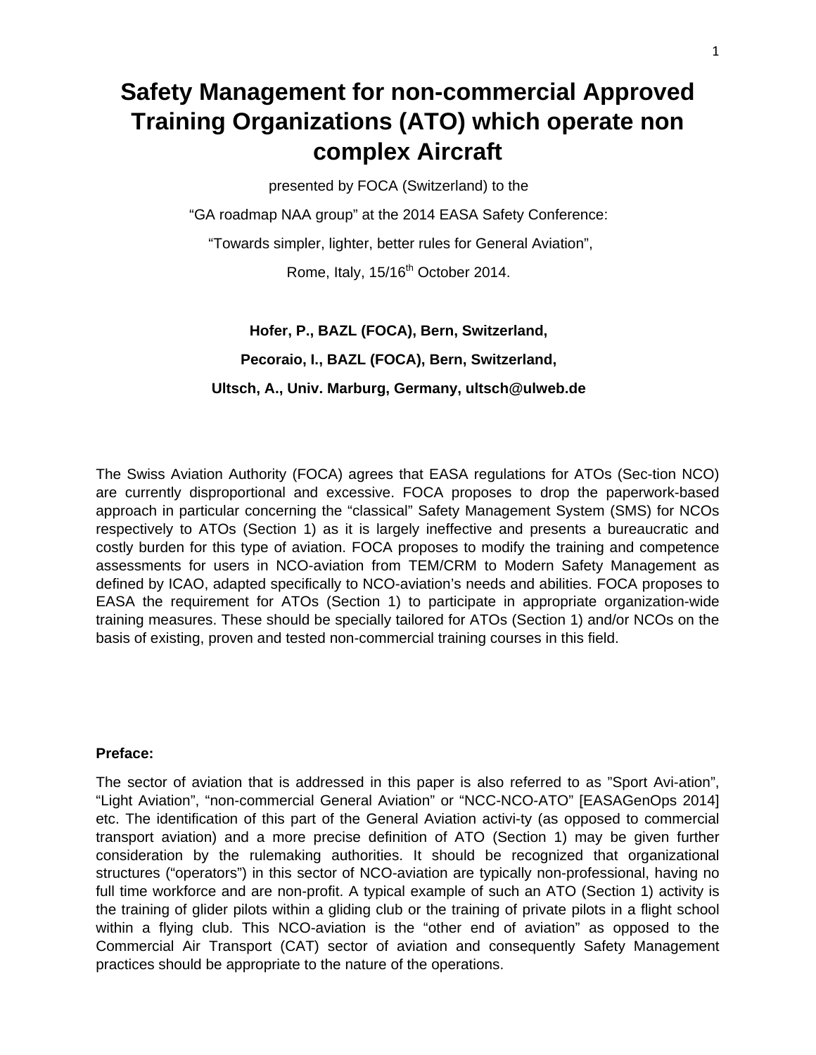# Safety Management for non-commercial Approved Training Organizations (ATO) which operate non complex Aircraft

presented by FOCA (Switzerland) to the

“GA roadmap NAA group” at the 2014 EASA Safety Conference:

“Towards simpler, lighter, better rules for General Aviation”,

Rome, Italy, 15/16th October 2014.

**Hofer, P., BAZL (FOCA), Bern, Switzerland,**

**Pecoraio, I., BAZL (FOCA), Bern, Switzerland,**

**Ultsch, A., Univ. Marburg, Germany, ultsch@ulweb.de**

The Swiss Aviation Authority (FOCA) agrees that EASA regulations for ATOs (Sec-tion NCO) are currently disproportional and excessive. FOCA proposes to drop the paperwork-based approach in particular concerning the “classical” Safety Management System (SMS) for NCOs respectively to ATOs (Section 1) as it is largely ineffective and presents a bureaucratic and costly burden for this type of aviation. FOCA proposes to modify the training and competence assessments for users in NCO-aviation from TEM/CRM to Modern Safety Management as defined by ICAO, adapted specifically to NCO-aviation’s needs and abilities. FOCA proposes to EASA the requirement for ATOs (Section 1) to participate in appropriate organization-wide training measures. These should be specially tailored for ATOs (Section 1) and/or NCOs on the basis of existing, proven and tested non-commercial training courses in this field.

**Preface:**

The sector of aviation that is addressed in this paper is also referred to as ”Sport Avi-ation”, “Light Aviation”, “non-commercial General Aviation” or “NCC-NCO-ATO” [EASAGenOps 2014] etc. The identification of this part of the General Aviation activi-ty (as opposed to commercial transport aviation) and a more precise definition of ATO (Section 1) may be given further consideration by the rulemaking authorities. It should be recognized that organizational structures (“operators”) in this sector of NCO-aviation are typically non-professional, having no full time workforce and are non-profit. A typical example of such an ATO (Section 1) activity is the training of glider pilots within a gliding club or the training of private pilots in a flight school within a flying club. This NCO-aviation is the “other end of aviation” as opposed to the Commercial Air Transport (CAT) sector of aviation and consequently Safety Management practices should be appropriate to the nature of the operations.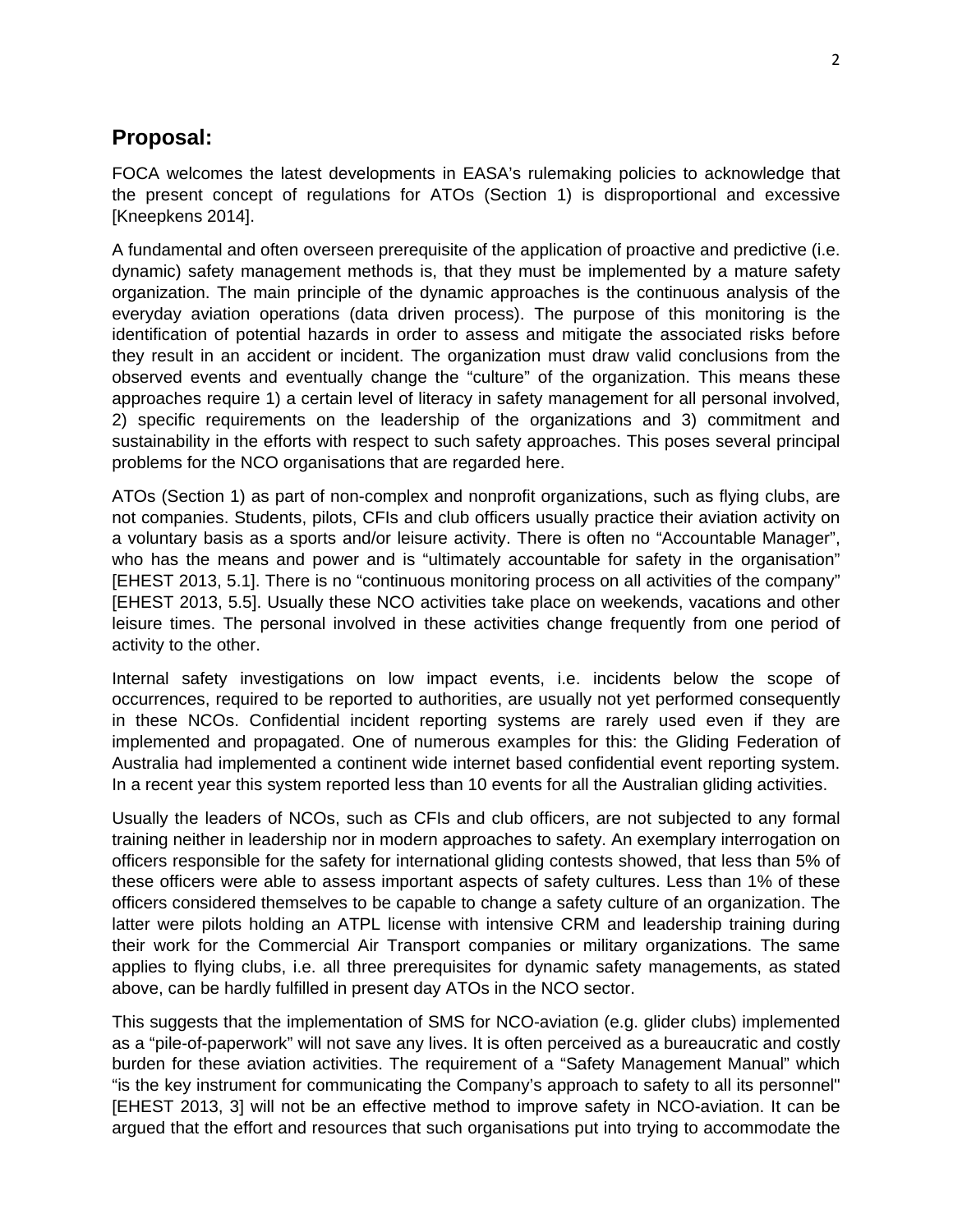## Proposal:

FOCA welcomes the latest developments in EASA's rulemaking policies to acknowledge that the present concept of regulations for ATOs (Section 1) is disproportional and excessive [Kneepkens 2014].

A fundamental and often overseen prerequisite of the application of proactive and predictive (i.e. dynamic) safety management methods is, that they must be implemented by a mature safety organization. The main principle of the dynamic approaches is the continuous analysis of the everyday aviation operations (data driven process). The purpose of this monitoring is the identification of potential hazards in order to assess and mitigate the associated risks before they result in an accident or incident. The organization must draw valid conclusions from the observed events and eventually change the "culture" of the organization. This means these approaches require 1) a certain level of literacy in safety management for all personal involved, 2) specific requirements on the leadership of the organizations and 3) commitment and sustainability in the efforts with respect to such safety approaches. This poses several principal problems for the NCO organisations that are regarded here.

ATOs (Section 1) as part of non-complex and nonprofit organizations, such as flying clubs, are not companies. Students, pilots, CFIs and club officers usually practice their aviation activity on a voluntary basis as a sports and/or leisure activity. There is often no "Accountable Manager", who has the means and power and is "ultimately accountable for safety in the organisation" [EHEST 2013, 5.1]. There is no "continuous monitoring process on all activities of the company" [EHEST 2013, 5.5]. Usually these NCO activities take place on weekends, vacations and other leisure times. The personal involved in these activities change frequently from one period of activity to the other.

Internal safety investigations on low impact events, i.e. incidents below the scope of occurrences, required to be reported to authorities, are usually not yet performed consequently in these NCOs. Confidential incident reporting systems are rarely used even if they are implemented and propagated. One of numerous examples for this: the Gliding Federation of Australia had implemented a continent wide internet based confidential event reporting system. In a recent year this system reported less than 10 events for all the Australian gliding activities.

Usually the leaders of NCOs, such as CFIs and club officers, are not subjected to any formal training neither in leadership nor in modern approaches to safety. An exemplary interrogation on officers responsible for the safety for international gliding contests showed, that less than 5% of these officers were able to assess important aspects of safety cultures. Less than 1% of these officers considered themselves to be capable to change a safety culture of an organization. The latter were pilots holding an ATPL license with intensive CRM and leadership training during their work for the Commercial Air Transport companies or military organizations. The same applies to flying clubs, i.e. all three prerequisites for dynamic safety managements, as stated above, can be hardly fulfilled in present day ATOs in the NCO sector.

This suggests that the implementation of SMS for NCO-aviation (e.g. glider clubs) implemented as a "pile-of-paperwork" will not save any lives. It is often perceived as a bureaucratic and costly burden for these aviation activities. The requirement of a "Safety Management Manual" which "is the key instrument for communicating the Company's approach to safety to all its personnel" [EHEST 2013, 3] will not be an effective method to improve safety in NCO-aviation. It can be argued that the effort and resources that such organisations put into trying to accommodate the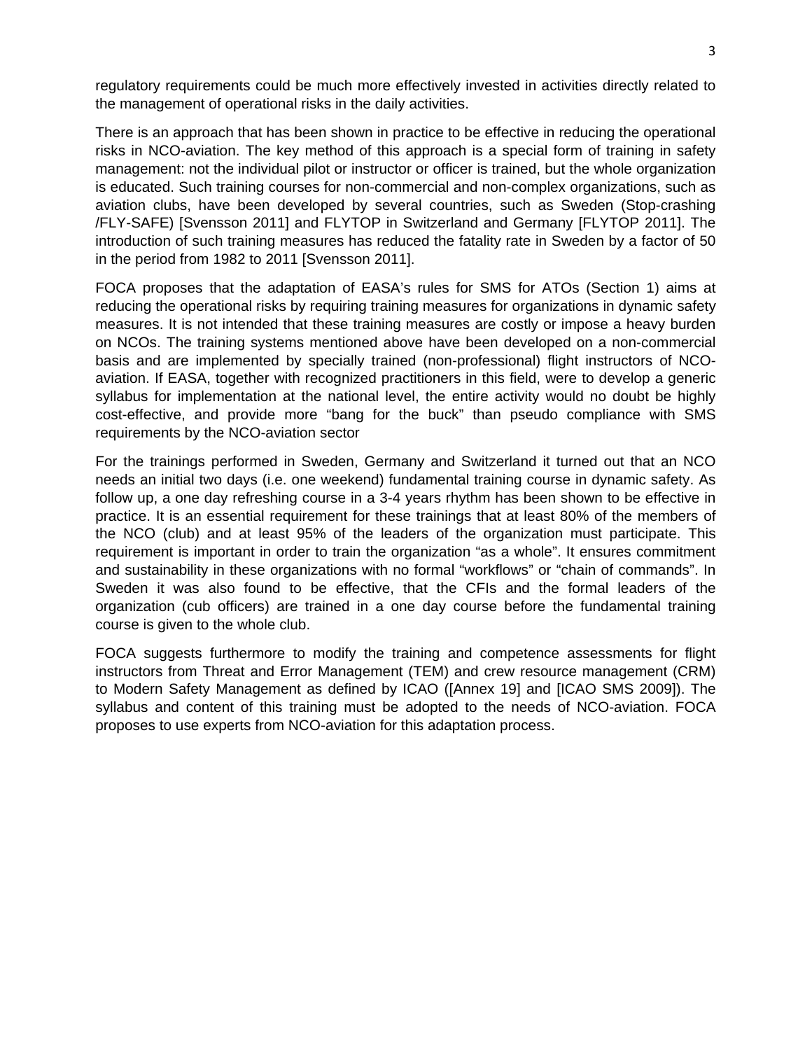regulatory requirements could be much more effectively invested in activities directly related to the management of operational risks in the daily activities.

There is an approach that has been shown in practice to be effective in reducing the operational risks in NCO-aviation. The key method of this approach is a special form of training in safety management: not the individual pilot or instructor or officer is trained, but the whole organization is educated. Such training courses for non-commercial and non-complex organizations, such as aviation clubs, have been developed by several countries, such as Sweden (Stop-crashing /FLY-SAFE) [Svensson 2011] and FLYTOP in Switzerland and Germany [FLYTOP 2011]. The introduction of such training measures has reduced the fatality rate in Sweden by a factor of 50 in the period from 1982 to 2011 [Svensson 2011].

FOCA proposes that the adaptation of EASA's rules for SMS for ATOs (Section 1) aims at reducing the operational risks by requiring training measures for organizations in dynamic safety measures. It is not intended that these training measures are costly or impose a heavy burden on NCOs. The training systems mentioned above have been developed on a non-commercial basis and are implemented by specially trained (non-professional) flight instructors of NCO-aviation. If EASA, together with recognized practitioners in this field, were to develop a generic syllabus for implementation at the national level, the entire activity would no doubt be highly cost-effective, and provide more "bang for the buck" than pseudo compliance with SMS requirements by the NCO-aviation sector

For the trainings performed in Sweden, Germany and Switzerland it turned out that an NCO needs an initial two days (i.e. one weekend) fundamental training course in dynamic safety. As follow up, a one day refreshing course in a 3-4 years rhythm has been shown to be effective in practice. It is an essential requirement for these trainings that at least 80% of the members of the NCO (club) and at least 95% of the leaders of the organization must participate. This requirement is important in order to train the organization "as a whole". It ensures commitment and sustainability in these organizations with no formal "workflows" or "chain of commands". In Sweden it was also found to be effective, that the CFIs and the formal leaders of the organization (cub officers) are trained in a one day course before the fundamental training course is given to the whole club.

FOCA suggests furthermore to modify the training and competence assessments for flight instructors from Threat and Error Management (TEM) and crew resource management (CRM) to Modern Safety Management as defined by ICAO ([Annex 19] and [ICAO SMS 2009]). The syllabus and content of this training must be adopted to the needs of NCO-aviation. FOCA proposes to use experts from NCO-aviation for this adaptation process.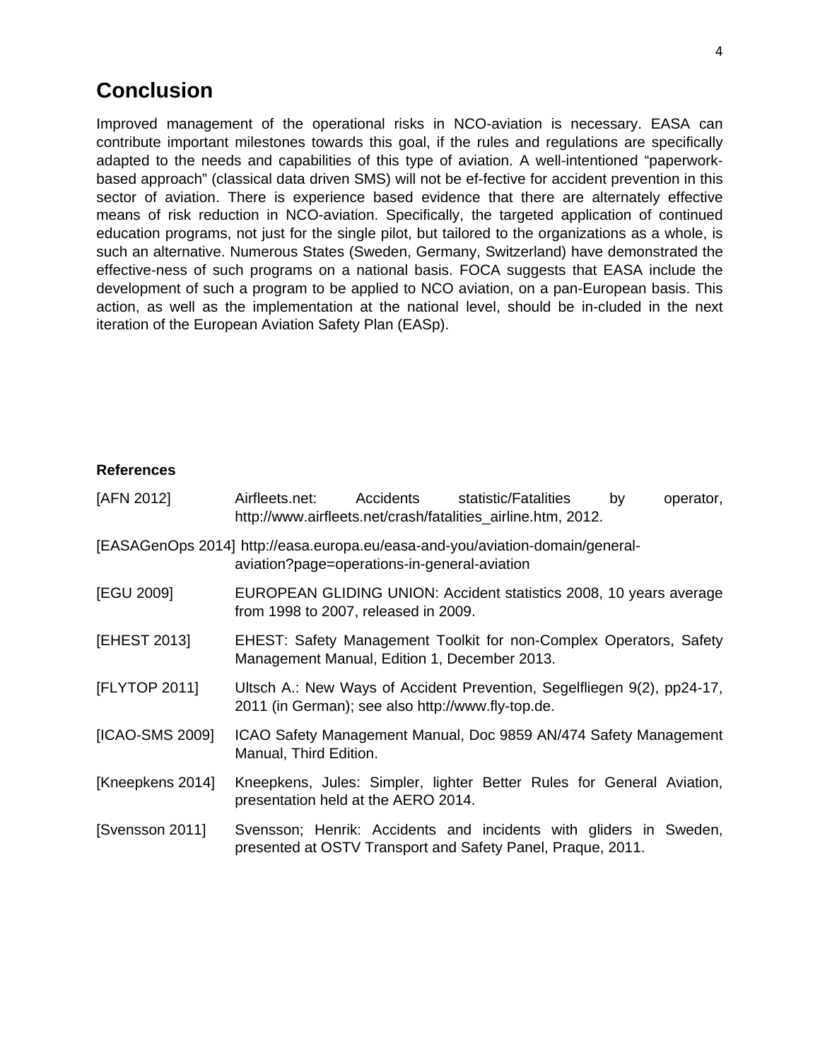## Conclusion

Improved management of the operational risks in NCO-aviation is necessary. EASA can contribute important milestones towards this goal, if the rules and regulations are specifically adapted to the needs and capabilities of this type of aviation. A well-intentioned "paperwork-based approach" (classical data driven SMS) will not be ef-fective for accident prevention in this sector of aviation. There is experience based evidence that there are alternately effective means of risk reduction in NCO-aviation. Specifically, the targeted application of continued education programs, not just for the single pilot, but tailored to the organizations as a whole, is such an alternative. Numerous States (Sweden, Germany, Switzerland) have demonstrated the effective-ness of such programs on a national basis. FOCA suggests that EASA include the development of such a program to be applied to NCO aviation, on a pan-European basis. This action, as well as the implementation at the national level, should be in-cluded in the next iteration of the European Aviation Safety Plan (EASp).

**References**

[AFN 2012] Airfleets.net: Accidents statistic/Fatalities by operator, http://www.airfleets.net/crash/fatalities_airline.htm, 2012.

[EASAGenOps 2014] http://easa.europa.eu/easa-and-you/aviation-domain/general-aviation?page=operations-in-general-aviation

[EGU 2009] EUROPEAN GLIDING UNION: Accident statistics 2008, 10 years average from 1998 to 2007, released in 2009.

[EHEST 2013] EHEST: Safety Management Toolkit for non-Complex Operators, Safety Management Manual, Edition 1, December 2013.

[FLYTOP 2011] Ultsch A.: New Ways of Accident Prevention, Segelfliegen 9(2), pp24-17, 2011 (in German); see also http://www.fly-top.de.

[ICAO-SMS 2009] ICAO Safety Management Manual, Doc 9859 AN/474 Safety Management Manual, Third Edition.

[Kneepkens 2014] Kneepkens, Jules: Simpler, lighter Better Rules for General Aviation, presentation held at the AERO 2014.

[Svensson 2011] Svensson; Henrik: Accidents and incidents with gliders in Sweden, presented at OSTV Transport and Safety Panel, Praque, 2011.